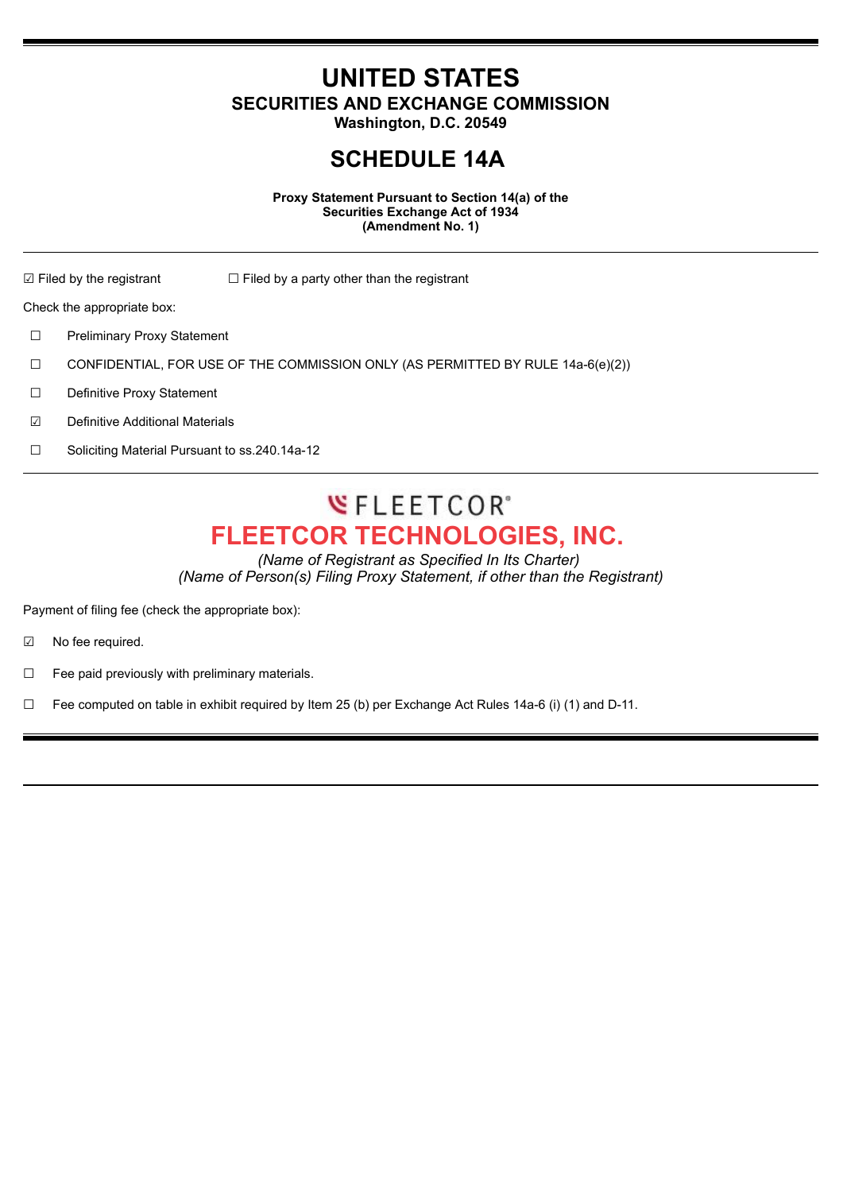# UNITED STATES
## SECURITIES AND EXCHANGE COMMISSION
**Washington, D.C. 20549**

# SCHEDULE 14A

**Proxy Statement Pursuant to Section 14(a) of the Securities Exchange Act of 1934**
**(Amendment No. 1)**

☑ Filed by the registrant ☐ Filed by a party other than the registrant

Check the appropriate box:

☐ Preliminary Proxy Statement

☐ CONFIDENTIAL, FOR USE OF THE COMMISSION ONLY (AS PERMITTED BY RULE 14a-6(e)(2))

☐ Definitive Proxy Statement

☑ Definitive Additional Materials

☐ Soliciting Material Pursuant to ss.240.14a-12

FLEETCOR®

# FLEETCOR TECHNOLOGIES, INC.

*(Name of Registrant as Specified In Its Charter)*
*(Name of Person(s) Filing Proxy Statement, if other than the Registrant)*

Payment of filing fee (check the appropriate box):

☑ No fee required.

☐ Fee paid previously with preliminary materials.

☐ Fee computed on table in exhibit required by Item 25 (b) per Exchange Act Rules 14a-6 (i) (1) and D-11.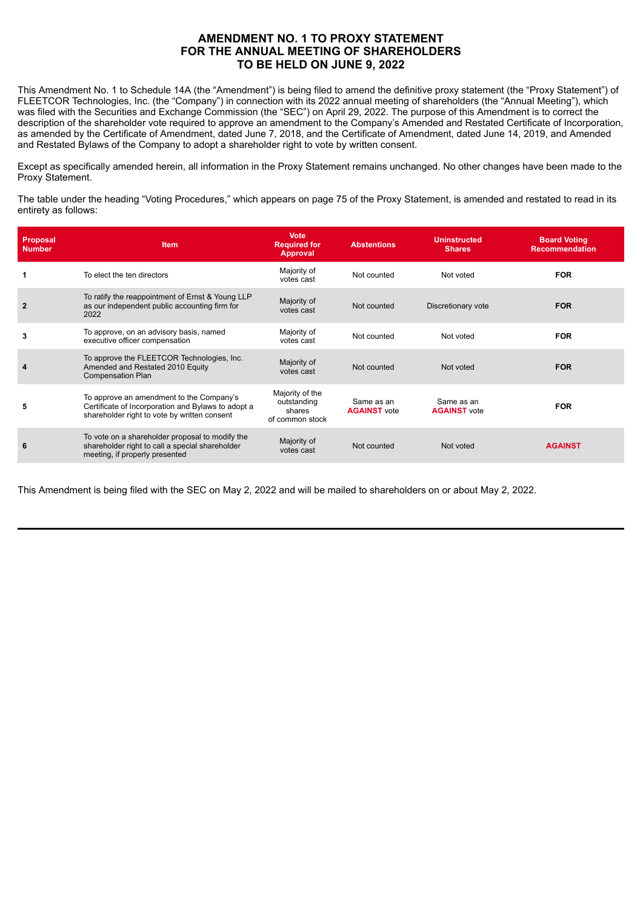# AMENDMENT NO. 1 TO PROXY STATEMENT
# FOR THE ANNUAL MEETING OF SHAREHOLDERS
# TO BE HELD ON JUNE 9, 2022

This Amendment No. 1 to Schedule 14A (the "Amendment") is being filed to amend the definitive proxy statement (the "Proxy Statement") of FLEETCOR Technologies, Inc. (the "Company") in connection with its 2022 annual meeting of shareholders (the "Annual Meeting"), which was filed with the Securities and Exchange Commission (the "SEC") on April 29, 2022. The purpose of this Amendment is to correct the description of the shareholder vote required to approve an amendment to the Company's Amended and Restated Certificate of Incorporation, as amended by the Certificate of Amendment, dated June 7, 2018, and the Certificate of Amendment, dated June 14, 2019, and Amended and Restated Bylaws of the Company to adopt a shareholder right to vote by written consent.

Except as specifically amended herein, all information in the Proxy Statement remains unchanged. No other changes have been made to the Proxy Statement.

The table under the heading "Voting Procedures," which appears on page 75 of the Proxy Statement, is amended and restated to read in its entirety as follows:

| Proposal Number | Item | Vote Required for Approval | Abstentions | Uninstructed Shares | Board Voting Recommendation |
|---|---|---|---|---|---|
| **1** | To elect the ten directors | Majority of votes cast | Not counted | Not voted | **FOR** |
| **2** | To ratify the reappointment of Ernst & Young LLP as our independent public accounting firm for 2022 | Majority of votes cast | Not counted | Discretionary vote | **FOR** |
| **3** | To approve, on an advisory basis, named executive officer compensation | Majority of votes cast | Not counted | Not voted | **FOR** |
| **4** | To approve the FLEETCOR Technologies, Inc. Amended and Restated 2010 Equity Compensation Plan | Majority of votes cast | Not counted | Not voted | **FOR** |
| **5** | To approve an amendment to the Company's Certificate of Incorporation and Bylaws to adopt a shareholder right to vote by written consent | Majority of the outstanding shares of common stock | Same as an **AGAINST** vote | Same as an **AGAINST** vote | **FOR** |
| **6** | To vote on a shareholder proposal to modify the shareholder right to call a special shareholder meeting, if properly presented | Majority of votes cast | Not counted | Not voted | **AGAINST** |

This Amendment is being filed with the SEC on May 2, 2022 and will be mailed to shareholders on or about May 2, 2022.